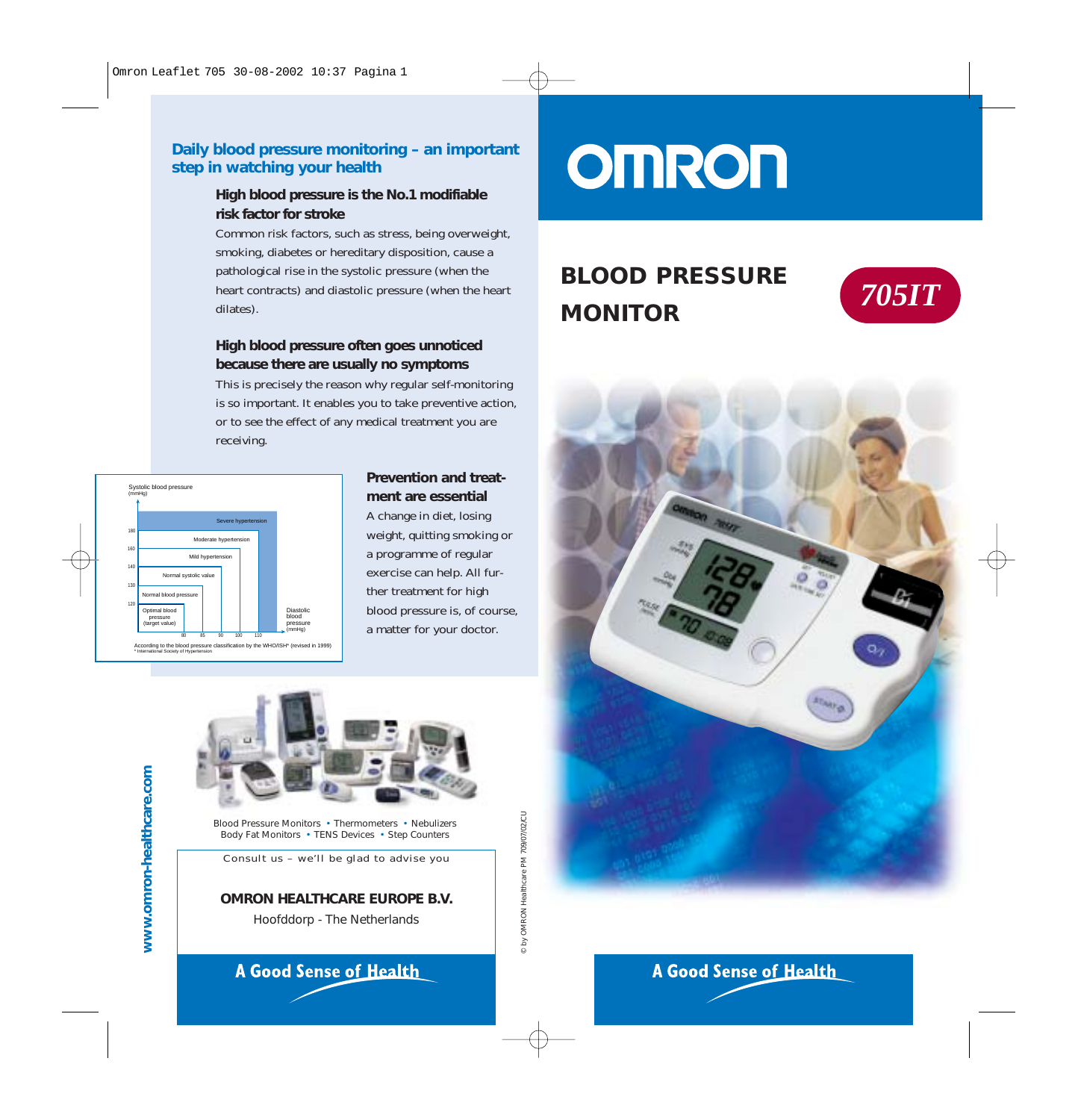## Daily blood pressure monitoring – an important step in watching your health

### High blood pressure is the No.1 modifiable risk factor for stroke

Common risk factors, such as stress, being overweight, smoking, diabetes or hereditary disposition, cause a pathological rise in the systolic pressure (when the heart contracts) and diastolic pressure (when the heart dilates).

### High blood pressure often goes unnoticed because there are usually no symptoms

This is precisely the reason why regular self-monitoring is so important. It enables you to take preventive action, or to see the effect of any medical treatment you are receiving.

Systolic blood pressure (mmHg)

| Classification | Systolic (mmHg) | Diastolic (mmHg) |
| --- | --- | --- |
| Optimal blood pressure (target value) | 120 | 80 |
| Normal blood pressure | 130 | 85 |
| Normal systolic value | 140 | 90 |
| Mild hypertension | 160 | 100 |
| Moderate hypertension | 180 | 110 |
| Severe hypertension | | |

Diastolic blood pressure (mmHg)

According to the blood pressure classification by the WHO/ISH* (revised in 1999)
* International Society of Hypertension

### Prevention and treatment are essential

A change in diet, losing weight, quitting smoking or a programme of regular exercise can help. All further treatment for high blood pressure is, of course, a matter for your doctor.

Blood Pressure Monitors • Thermometers • Nebulizers
Body Fat Monitors • TENS Devices • Step Counters

Consult us – we'll be glad to advise you

**OMRON HEALTHCARE EUROPE B.V.**

Hoofddorp - The Netherlands

**A Good Sense of Health**

www.omron-healthcare.com

© by OMRON Healthcare PM 709/07/02/CU

# OMRON

## BLOOD PRESSURE MONITOR

*705IT*

**A Good Sense of Health**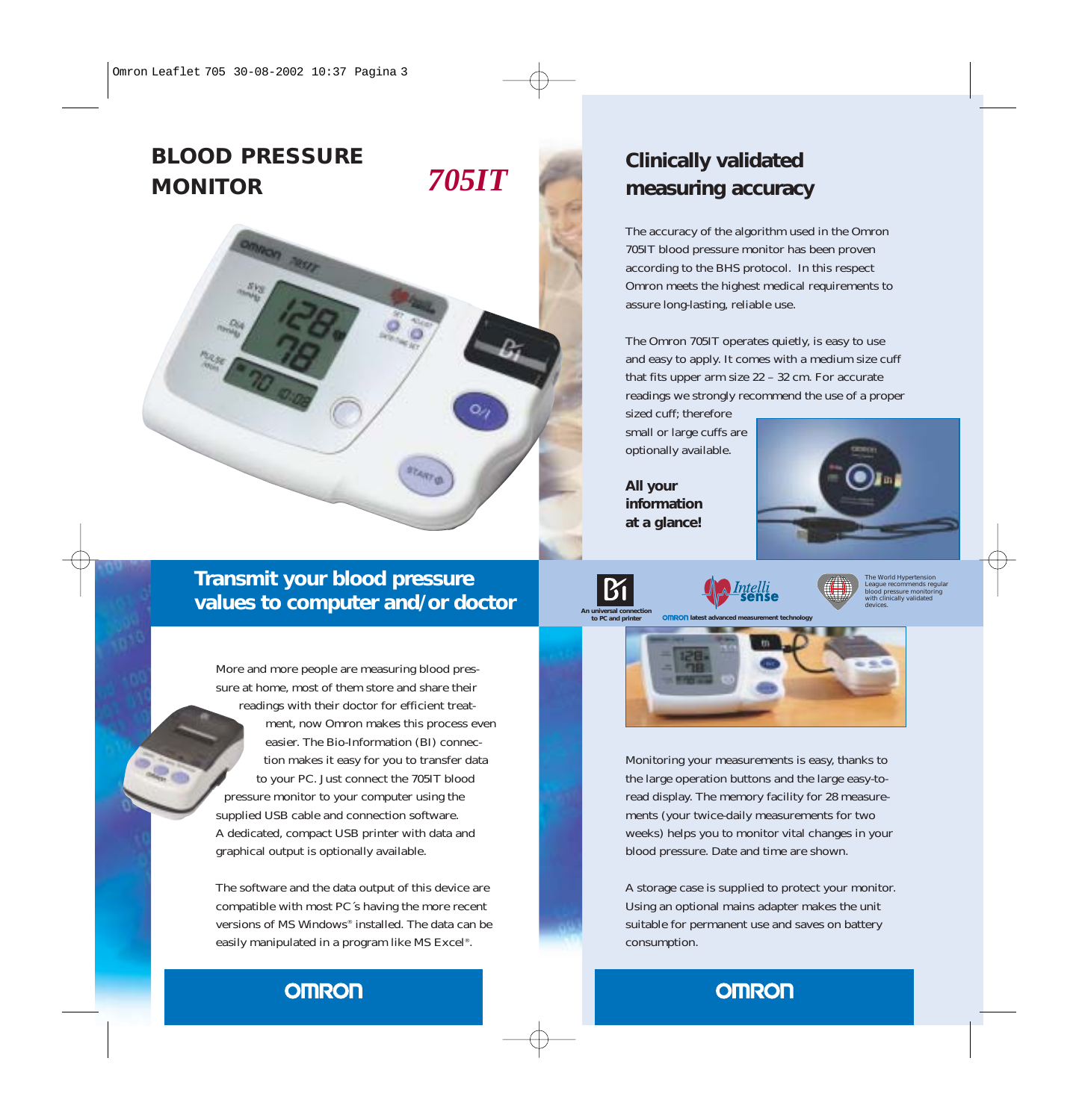# BLOOD PRESSURE MONITOR

*705IT*

## Transmit your blood pressure values to computer and/or doctor

More and more people are measuring blood pressure at home, most of them store and share their readings with their doctor for efficient treatment, now Omron makes this process even easier. The Bio-Information (BI) connection makes it easy for you to transfer data to your PC. Just connect the 705IT blood pressure monitor to your computer using the supplied USB cable and connection software. A dedicated, compact USB printer with data and graphical output is optionally available.

The software and the data output of this device are compatible with most PC´s having the more recent versions of MS Windows® installed. The data can be easily manipulated in a program like MS Excel®.

OMRON

## Clinically validated measuring accuracy

The accuracy of the algorithm used in the Omron 705IT blood pressure monitor has been proven according to the BHS protocol. In this respect Omron meets the highest medical requirements to assure long-lasting, reliable use.

The Omron 705IT operates quietly, is easy to use and easy to apply. It comes with a medium size cuff that fits upper arm size 22 – 32 cm. For accurate readings we strongly recommend the use of a proper sized cuff; therefore small or large cuffs are optionally available.

**All your information at a glance!**

An universal connection to PC and printer

OMRON latest advanced measurement technology

The World Hypertension League recommends regular blood pressure monitoring with clinically validated devices.

Monitoring your measurements is easy, thanks to the large operation buttons and the large easy-to-read display. The memory facility for 28 measurements (your twice-daily measurements for two weeks) helps you to monitor vital changes in your blood pressure. Date and time are shown.

A storage case is supplied to protect your monitor. Using an optional mains adapter makes the unit suitable for permanent use and saves on battery consumption.

OMRON